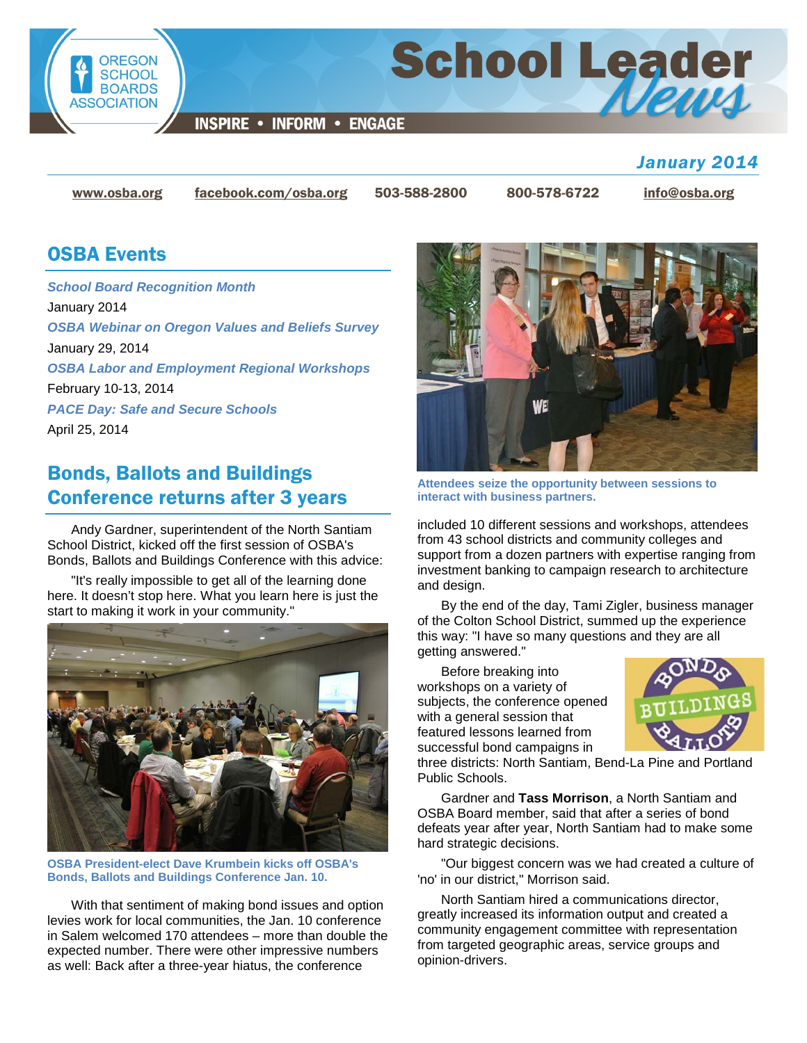# School Leader News

INSPIRE • INFORM • ENGAGE

*January 2014*

www.osba.org | facebook.com/osba.org | 503-588-2800 | 800-578-6722 | info@osba.org

## OSBA Events

***School Board Recognition Month***
January 2014

***OSBA Webinar on Oregon Values and Beliefs Survey***
January 29, 2014

***OSBA Labor and Employment Regional Workshops***
February 10-13, 2014

***PACE Day: Safe and Secure Schools***
April 25, 2014

## Bonds, Ballots and Buildings Conference returns after 3 years

Andy Gardner, superintendent of the North Santiam School District, kicked off the first session of OSBA's Bonds, Ballots and Buildings Conference with this advice:

"It's really impossible to get all of the learning done here. It doesn't stop here. What you learn here is just the start to making it work in your community."

**OSBA President-elect Dave Krumbein kicks off OSBA's Bonds, Ballots and Buildings Conference Jan. 10.**

With that sentiment of making bond issues and option levies work for local communities, the Jan. 10 conference in Salem welcomed 170 attendees – more than double the expected number. There were other impressive numbers as well: Back after a three-year hiatus, the conference included 10 different sessions and workshops, attendees from 43 school districts and community colleges and support from a dozen partners with expertise ranging from investment banking to campaign research to architecture and design.

**Attendees seize the opportunity between sessions to interact with business partners.**

By the end of the day, Tami Zigler, business manager of the Colton School District, summed up the experience this way: "I have so many questions and they are all getting answered."

Before breaking into workshops on a variety of subjects, the conference opened with a general session that featured lessons learned from successful bond campaigns in three districts: North Santiam, Bend-La Pine and Portland Public Schools.

Gardner and **Tass Morrison**, a North Santiam and OSBA Board member, said that after a series of bond defeats year after year, North Santiam had to make some hard strategic decisions.

"Our biggest concern was we had created a culture of 'no' in our district," Morrison said.

North Santiam hired a communications director, greatly increased its information output and created a community engagement committee with representation from targeted geographic areas, service groups and opinion-drivers.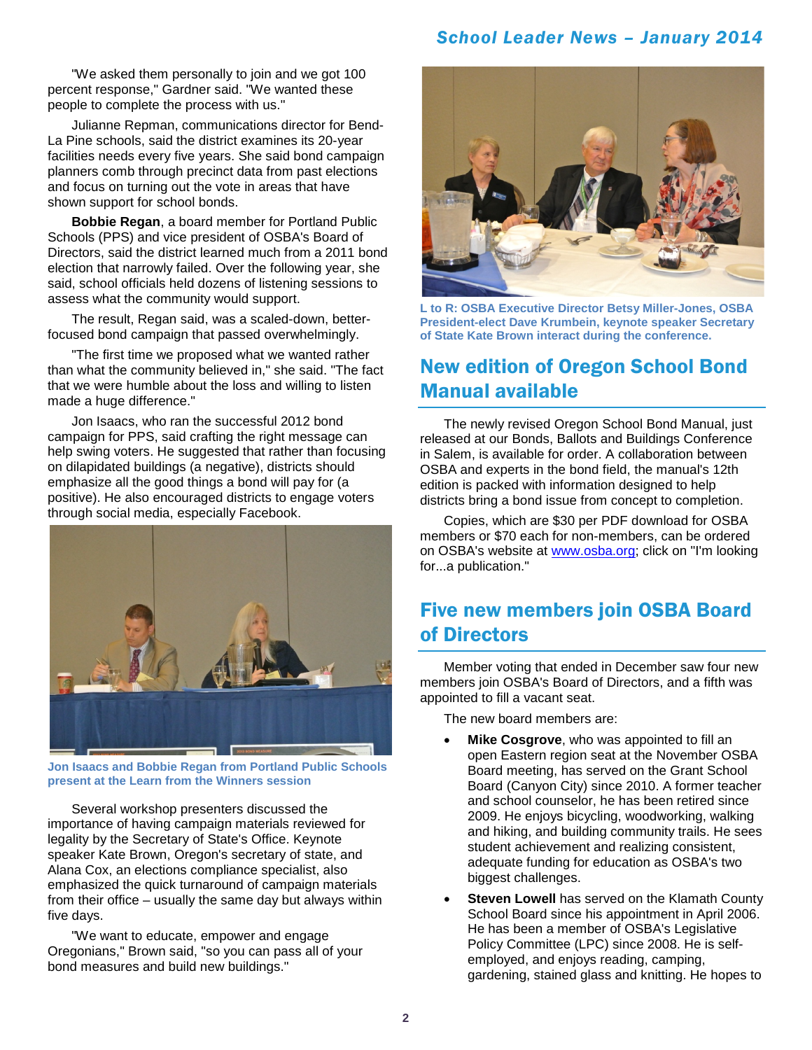"We asked them personally to join and we got 100 percent response," Gardner said. "We wanted these people to complete the process with us."

Julianne Repman, communications director for Bend-La Pine schools, said the district examines its 20-year facilities needs every five years. She said bond campaign planners comb through precinct data from past elections and focus on turning out the vote in areas that have shown support for school bonds.

**Bobbie Regan**, a board member for Portland Public Schools (PPS) and vice president of OSBA's Board of Directors, said the district learned much from a 2011 bond election that narrowly failed. Over the following year, she said, school officials held dozens of listening sessions to assess what the community would support.

The result, Regan said, was a scaled-down, better-focused bond campaign that passed overwhelmingly.

"The first time we proposed what we wanted rather than what the community believed in," she said. "The fact that we were humble about the loss and willing to listen made a huge difference."

Jon Isaacs, who ran the successful 2012 bond campaign for PPS, said crafting the right message can help swing voters. He suggested that rather than focusing on dilapidated buildings (a negative), districts should emphasize all the good things a bond will pay for (a positive). He also encouraged districts to engage voters through social media, especially Facebook.

Jon Isaacs and Bobbie Regan from Portland Public Schools present at the Learn from the Winners session

Several workshop presenters discussed the importance of having campaign materials reviewed for legality by the Secretary of State's Office. Keynote speaker Kate Brown, Oregon's secretary of state, and Alana Cox, an elections compliance specialist, also emphasized the quick turnaround of campaign materials from their office – usually the same day but always within five days.

"We want to educate, empower and engage Oregonians," Brown said, "so you can pass all of your bond measures and build new buildings."

L to R: OSBA Executive Director Betsy Miller-Jones, OSBA President-elect Dave Krumbein, keynote speaker Secretary of State Kate Brown interact during the conference.

## New edition of Oregon School Bond Manual available

The newly revised Oregon School Bond Manual, just released at our Bonds, Ballots and Buildings Conference in Salem, is available for order. A collaboration between OSBA and experts in the bond field, the manual's 12th edition is packed with information designed to help districts bring a bond issue from concept to completion.

Copies, which are $30 per PDF download for OSBA members or $70 each for non-members, can be ordered on OSBA's website at www.osba.org; click on "I'm looking for...a publication."

## Five new members join OSBA Board of Directors

Member voting that ended in December saw four new members join OSBA's Board of Directors, and a fifth was appointed to fill a vacant seat.

The new board members are:

- **Mike Cosgrove**, who was appointed to fill an open Eastern region seat at the November OSBA Board meeting, has served on the Grant School Board (Canyon City) since 2010. A former teacher and school counselor, he has been retired since 2009. He enjoys bicycling, woodworking, walking and hiking, and building community trails. He sees student achievement and realizing consistent, adequate funding for education as OSBA's two biggest challenges.
- **Steven Lowell** has served on the Klamath County School Board since his appointment in April 2006. He has been a member of OSBA's Legislative Policy Committee (LPC) since 2008. He is self-employed, and enjoys reading, camping, gardening, stained glass and knitting. He hopes to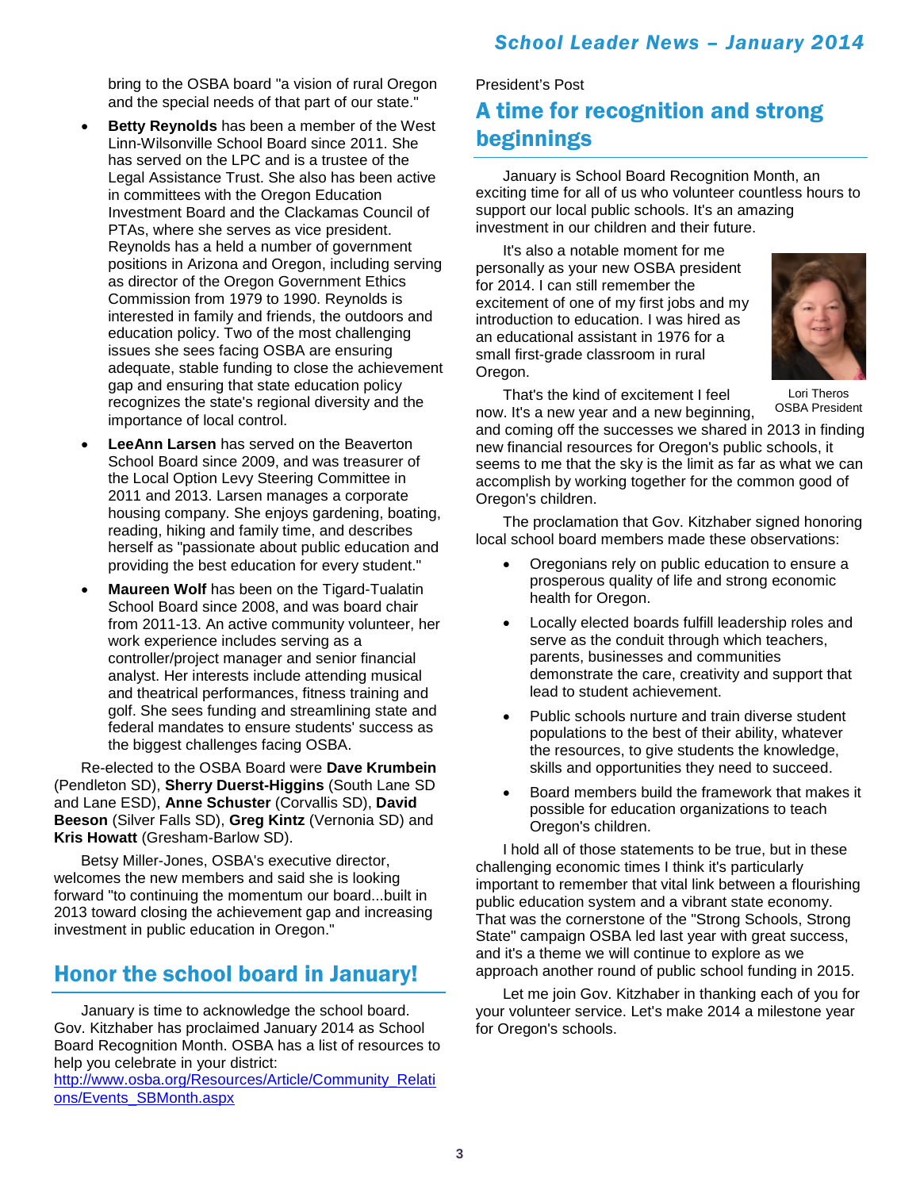bring to the OSBA board "a vision of rural Oregon and the special needs of that part of our state."

- **Betty Reynolds** has been a member of the West Linn-Wilsonville School Board since 2011. She has served on the LPC and is a trustee of the Legal Assistance Trust. She also has been active in committees with the Oregon Education Investment Board and the Clackamas Council of PTAs, where she serves as vice president. Reynolds has a held a number of government positions in Arizona and Oregon, including serving as director of the Oregon Government Ethics Commission from 1979 to 1990. Reynolds is interested in family and friends, the outdoors and education policy. Two of the most challenging issues she sees facing OSBA are ensuring adequate, stable funding to close the achievement gap and ensuring that state education policy recognizes the state's regional diversity and the importance of local control.
- **LeeAnn Larsen** has served on the Beaverton School Board since 2009, and was treasurer of the Local Option Levy Steering Committee in 2011 and 2013. Larsen manages a corporate housing company. She enjoys gardening, boating, reading, hiking and family time, and describes herself as "passionate about public education and providing the best education for every student."
- **Maureen Wolf** has been on the Tigard-Tualatin School Board since 2008, and was board chair from 2011-13. An active community volunteer, her work experience includes serving as a controller/project manager and senior financial analyst. Her interests include attending musical and theatrical performances, fitness training and golf. She sees funding and streamlining state and federal mandates to ensure students' success as the biggest challenges facing OSBA.

Re-elected to the OSBA Board were **Dave Krumbein** (Pendleton SD), **Sherry Duerst-Higgins** (South Lane SD and Lane ESD), **Anne Schuster** (Corvallis SD), **David Beeson** (Silver Falls SD), **Greg Kintz** (Vernonia SD) and **Kris Howatt** (Gresham-Barlow SD).

Betsy Miller-Jones, OSBA's executive director, welcomes the new members and said she is looking forward "to continuing the momentum our board...built in 2013 toward closing the achievement gap and increasing investment in public education in Oregon."

## Honor the school board in January!

January is time to acknowledge the school board. Gov. Kitzhaber has proclaimed January 2014 as School Board Recognition Month. OSBA has a list of resources to help you celebrate in your district: http://www.osba.org/Resources/Article/Community_Relations/Events_SBMonth.aspx

President's Post

## A time for recognition and strong beginnings

January is School Board Recognition Month, an exciting time for all of us who volunteer countless hours to support our local public schools. It's an amazing investment in our children and their future.

It's also a notable moment for me personally as your new OSBA president for 2014. I can still remember the excitement of one of my first jobs and my introduction to education. I was hired as an educational assistant in 1976 for a small first-grade classroom in rural Oregon.

Lori Theros
OSBA President

That's the kind of excitement I feel now. It's a new year and a new beginning, and coming off the successes we shared in 2013 in finding new financial resources for Oregon's public schools, it seems to me that the sky is the limit as far as what we can accomplish by working together for the common good of Oregon's children.

The proclamation that Gov. Kitzhaber signed honoring local school board members made these observations:

- Oregonians rely on public education to ensure a prosperous quality of life and strong economic health for Oregon.
- Locally elected boards fulfill leadership roles and serve as the conduit through which teachers, parents, businesses and communities demonstrate the care, creativity and support that lead to student achievement.
- Public schools nurture and train diverse student populations to the best of their ability, whatever the resources, to give students the knowledge, skills and opportunities they need to succeed.
- Board members build the framework that makes it possible for education organizations to teach Oregon's children.

I hold all of those statements to be true, but in these challenging economic times I think it's particularly important to remember that vital link between a flourishing public education system and a vibrant state economy. That was the cornerstone of the "Strong Schools, Strong State" campaign OSBA led last year with great success, and it's a theme we will continue to explore as we approach another round of public school funding in 2015.

Let me join Gov. Kitzhaber in thanking each of you for your volunteer service. Let's make 2014 a milestone year for Oregon's schools.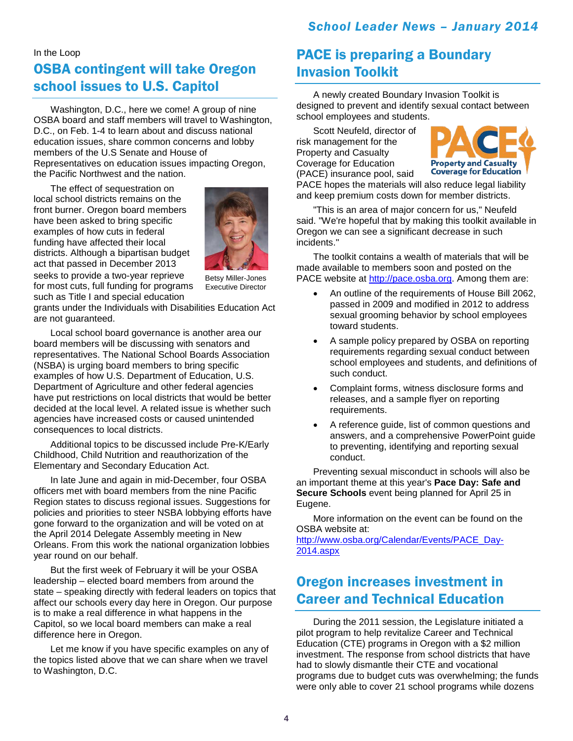In the Loop

## OSBA contingent will take Oregon school issues to U.S. Capitol

Washington, D.C., here we come! A group of nine OSBA board and staff members will travel to Washington, D.C., on Feb. 1-4 to learn about and discuss national education issues, share common concerns and lobby members of the U.S Senate and House of Representatives on education issues impacting Oregon, the Pacific Northwest and the nation.

The effect of sequestration on local school districts remains on the front burner. Oregon board members have been asked to bring specific examples of how cuts in federal funding have affected their local districts. Although a bipartisan budget act that passed in December 2013 seeks to provide a two-year reprieve for most cuts, full funding for programs such as Title I and special education grants under the Individuals with Disabilities Education Act are not guaranteed.

Betsy Miller-Jones
Executive Director

Local school board governance is another area our board members will be discussing with senators and representatives. The National School Boards Association (NSBA) is urging board members to bring specific examples of how U.S. Department of Education, U.S. Department of Agriculture and other federal agencies have put restrictions on local districts that would be better decided at the local level. A related issue is whether such agencies have increased costs or caused unintended consequences to local districts.

Additional topics to be discussed include Pre-K/Early Childhood, Child Nutrition and reauthorization of the Elementary and Secondary Education Act.

In late June and again in mid-December, four OSBA officers met with board members from the nine Pacific Region states to discuss regional issues. Suggestions for policies and priorities to steer NSBA lobbying efforts have gone forward to the organization and will be voted on at the April 2014 Delegate Assembly meeting in New Orleans. From this work the national organization lobbies year round on our behalf.

But the first week of February it will be your OSBA leadership – elected board members from around the state – speaking directly with federal leaders on topics that affect our schools every day here in Oregon. Our purpose is to make a real difference in what happens in the Capitol, so we local board members can make a real difference here in Oregon.

Let me know if you have specific examples on any of the topics listed above that we can share when we travel to Washington, D.C.

## PACE is preparing a Boundary Invasion Toolkit

A newly created Boundary Invasion Toolkit is designed to prevent and identify sexual contact between school employees and students.

Scott Neufeld, director of risk management for the Property and Casualty Coverage for Education (PACE) insurance pool, said PACE hopes the materials will also reduce legal liability and keep premium costs down for member districts.

"This is an area of major concern for us," Neufeld said. "We're hopeful that by making this toolkit available in Oregon we can see a significant decrease in such incidents."

The toolkit contains a wealth of materials that will be made available to members soon and posted on the PACE website at http://pace.osba.org. Among them are:

- An outline of the requirements of House Bill 2062, passed in 2009 and modified in 2012 to address sexual grooming behavior by school employees toward students.
- A sample policy prepared by OSBA on reporting requirements regarding sexual conduct between school employees and students, and definitions of such conduct.
- Complaint forms, witness disclosure forms and releases, and a sample flyer on reporting requirements.
- A reference guide, list of common questions and answers, and a comprehensive PowerPoint guide to preventing, identifying and reporting sexual conduct.

Preventing sexual misconduct in schools will also be an important theme at this year's **Pace Day: Safe and Secure Schools** event being planned for April 25 in Eugene.

More information on the event can be found on the OSBA website at:
http://www.osba.org/Calendar/Events/PACE_Day-2014.aspx

## Oregon increases investment in Career and Technical Education

During the 2011 session, the Legislature initiated a pilot program to help revitalize Career and Technical Education (CTE) programs in Oregon with a $2 million investment. The response from school districts that have had to slowly dismantle their CTE and vocational programs due to budget cuts was overwhelming; the funds were only able to cover 21 school programs while dozens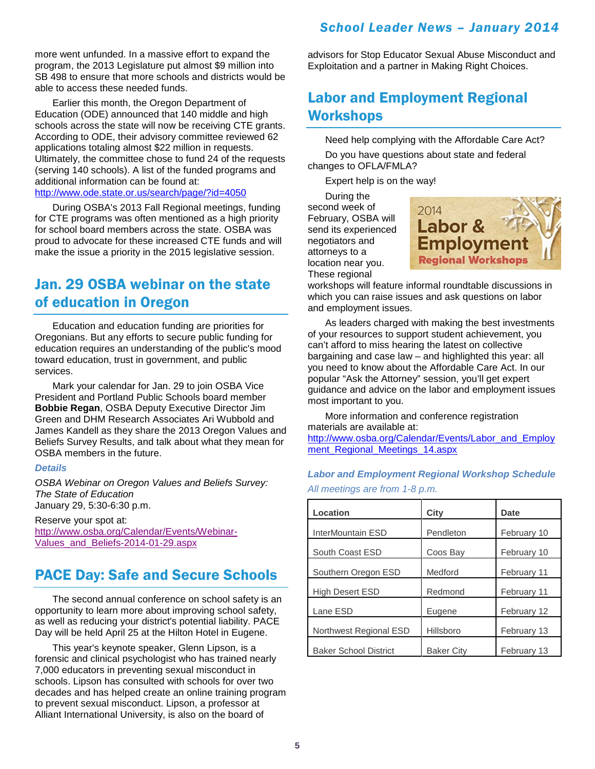more went unfunded. In a massive effort to expand the program, the 2013 Legislature put almost $9 million into SB 498 to ensure that more schools and districts would be able to access these needed funds.

Earlier this month, the Oregon Department of Education (ODE) announced that 140 middle and high schools across the state will now be receiving CTE grants. According to ODE, their advisory committee reviewed 62 applications totaling almost $22 million in requests. Ultimately, the committee chose to fund 24 of the requests (serving 140 schools). A list of the funded programs and additional information can be found at: http://www.ode.state.or.us/search/page/?id=4050

During OSBA's 2013 Fall Regional meetings, funding for CTE programs was often mentioned as a high priority for school board members across the state. OSBA was proud to advocate for these increased CTE funds and will make the issue a priority in the 2015 legislative session.

## Jan. 29 OSBA webinar on the state of education in Oregon

Education and education funding are priorities for Oregonians. But any efforts to secure public funding for education requires an understanding of the public's mood toward education, trust in government, and public services.

Mark your calendar for Jan. 29 to join OSBA Vice President and Portland Public Schools board member **Bobbie Regan**, OSBA Deputy Executive Director Jim Green and DHM Research Associates Ari Wubbold and James Kandell as they share the 2013 Oregon Values and Beliefs Survey Results, and talk about what they mean for OSBA members in the future.

***Details***

*OSBA Webinar on Oregon Values and Beliefs Survey: The State of Education*
January 29, 5:30-6:30 p.m.

Reserve your spot at:
http://www.osba.org/Calendar/Events/Webinar-Values_and_Beliefs-2014-01-29.aspx

## PACE Day: Safe and Secure Schools

The second annual conference on school safety is an opportunity to learn more about improving school safety, as well as reducing your district's potential liability. PACE Day will be held April 25 at the Hilton Hotel in Eugene.

This year's keynote speaker, Glenn Lipson, is a forensic and clinical psychologist who has trained nearly 7,000 educators in preventing sexual misconduct in schools. Lipson has consulted with schools for over two decades and has helped create an online training program to prevent sexual misconduct. Lipson, a professor at Alliant International University, is also on the board of advisors for Stop Educator Sexual Abuse Misconduct and Exploitation and a partner in Making Right Choices.

## Labor and Employment Regional Workshops

Need help complying with the Affordable Care Act?

Do you have questions about state and federal changes to OFLA/FMLA?

Expert help is on the way!

2014 Labor & Employment Regional Workshops

During the second week of February, OSBA will send its experienced negotiators and attorneys to a location near you. These regional workshops will feature informal roundtable discussions in which you can raise issues and ask questions on labor and employment issues.

As leaders charged with making the best investments of your resources to support student achievement, you can't afford to miss hearing the latest on collective bargaining and case law – and highlighted this year: all you need to know about the Affordable Care Act. In our popular "Ask the Attorney" session, you'll get expert guidance and advice on the labor and employment issues most important to you.

More information and conference registration materials are available at:
http://www.osba.org/Calendar/Events/Labor_and_Employment_Regional_Meetings_14.aspx

***Labor and Employment Regional Workshop Schedule***

*All meetings are from 1-8 p.m.*

| Location | City | Date |
|---|---|---|
| InterMountain ESD | Pendleton | February 10 |
| South Coast ESD | Coos Bay | February 10 |
| Southern Oregon ESD | Medford | February 11 |
| High Desert ESD | Redmond | February 11 |
| Lane ESD | Eugene | February 12 |
| Northwest Regional ESD | Hillsboro | February 13 |
| Baker School District | Baker City | February 13 |